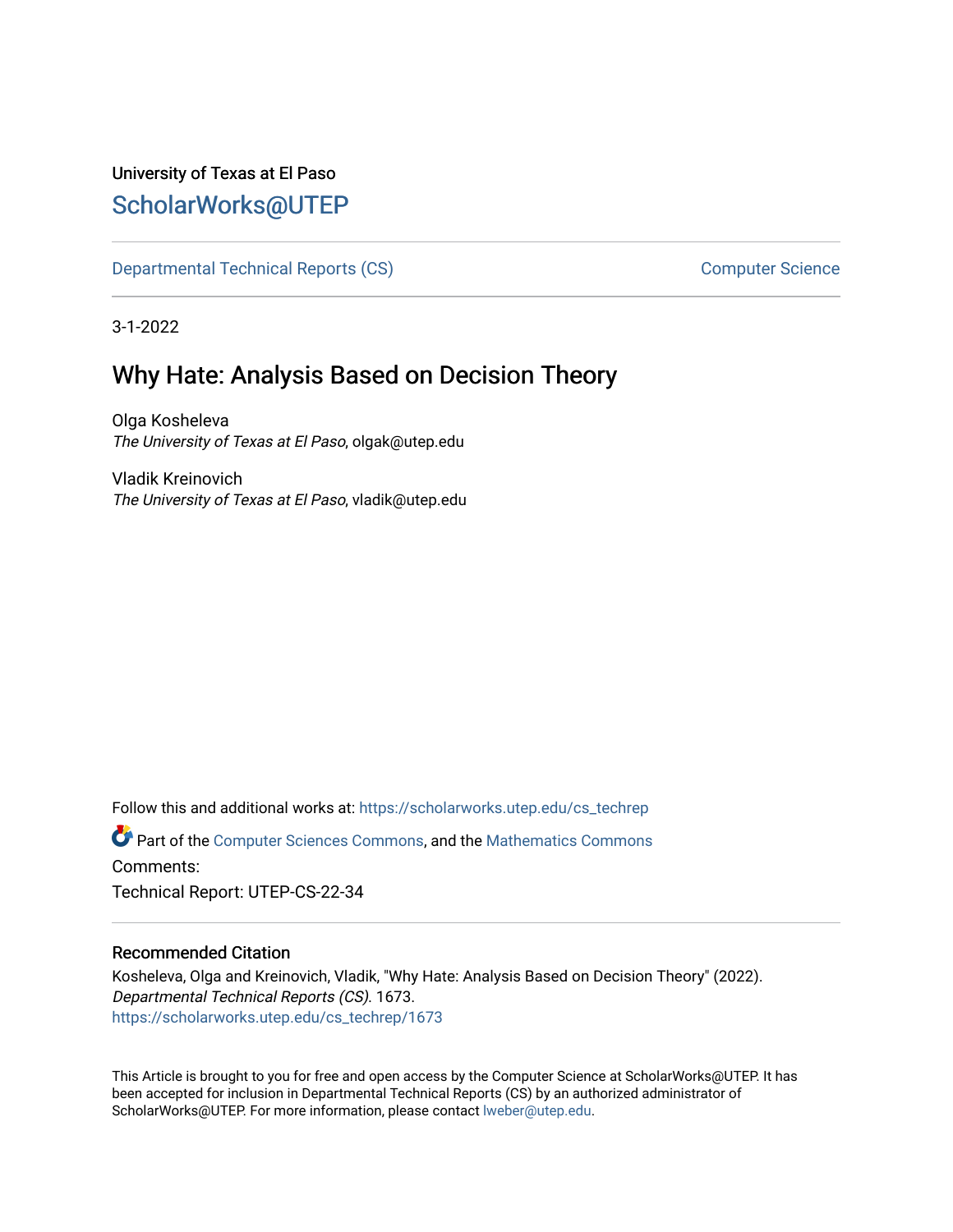University of Texas at El Paso

## ScholarWorks@UTEP

Departmental Technical Reports (CS) | Computer Science

3-1-2022

# Why Hate: Analysis Based on Decision Theory

Olga Kosheleva
*The University of Texas at El Paso*, olgak@utep.edu

Vladik Kreinovich
*The University of Texas at El Paso*, vladik@utep.edu

Follow this and additional works at: https://scholarworks.utep.edu/cs_techrep

Part of the Computer Sciences Commons, and the Mathematics Commons

Comments:

Technical Report: UTEP-CS-22-34

### Recommended Citation

Kosheleva, Olga and Kreinovich, Vladik, "Why Hate: Analysis Based on Decision Theory" (2022). *Departmental Technical Reports (CS)*. 1673.
https://scholarworks.utep.edu/cs_techrep/1673

This Article is brought to you for free and open access by the Computer Science at ScholarWorks@UTEP. It has been accepted for inclusion in Departmental Technical Reports (CS) by an authorized administrator of ScholarWorks@UTEP. For more information, please contact lweber@utep.edu.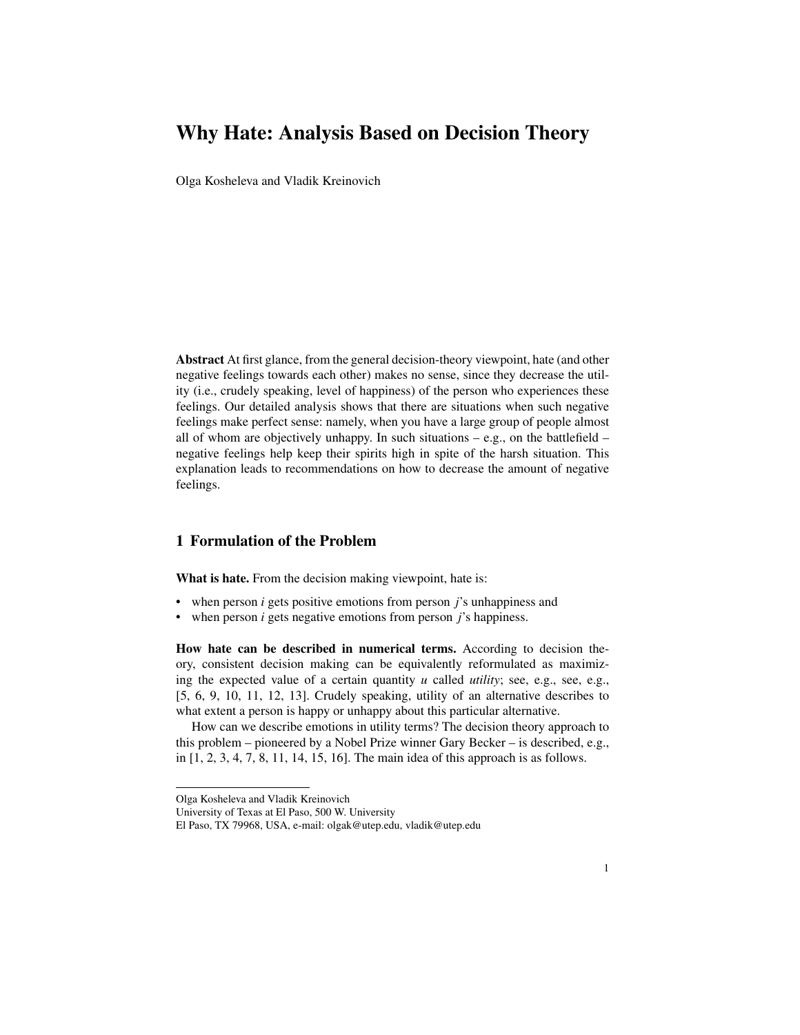# Why Hate: Analysis Based on Decision Theory

Olga Kosheleva and Vladik Kreinovich

**Abstract** At first glance, from the general decision-theory viewpoint, hate (and other negative feelings towards each other) makes no sense, since they decrease the utility (i.e., crudely speaking, level of happiness) of the person who experiences these feelings. Our detailed analysis shows that there are situations when such negative feelings make perfect sense: namely, when you have a large group of people almost all of whom are objectively unhappy. In such situations – e.g., on the battlefield – negative feelings help keep their spirits high in spite of the harsh situation. This explanation leads to recommendations on how to decrease the amount of negative feelings.

## 1 Formulation of the Problem

**What is hate.** From the decision making viewpoint, hate is:

- when person $i$ gets positive emotions from person $j$'s unhappiness and
- when person $i$ gets negative emotions from person $j$'s happiness.

**How hate can be described in numerical terms.** According to decision theory, consistent decision making can be equivalently reformulated as maximizing the expected value of a certain quantity $u$ called *utility*; see, e.g., see, e.g., [5, 6, 9, 10, 11, 12, 13]. Crudely speaking, utility of an alternative describes to what extent a person is happy or unhappy about this particular alternative.

How can we describe emotions in utility terms? The decision theory approach to this problem – pioneered by a Nobel Prize winner Gary Becker – is described, e.g., in [1, 2, 3, 4, 7, 8, 11, 14, 15, 16]. The main idea of this approach is as follows.

---

Olga Kosheleva and Vladik Kreinovich
University of Texas at El Paso, 500 W. University
El Paso, TX 79968, USA, e-mail: olgak@utep.edu, vladik@utep.edu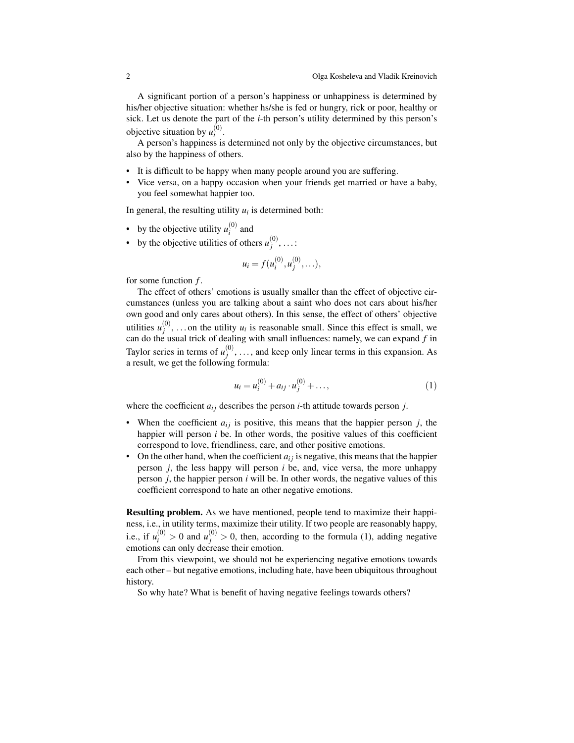A significant portion of a person's happiness or unhappiness is determined by his/her objective situation: whether hs/she is fed or hungry, rick or poor, healthy or sick. Let us denote the part of the $i$-th person's utility determined by this person's objective situation by $u_i^{(0)}$.

A person's happiness is determined not only by the objective circumstances, but also by the happiness of others.

- It is difficult to be happy when many people around you are suffering.
- Vice versa, on a happy occasion when your friends get married or have a baby, you feel somewhat happier too.

In general, the resulting utility $u_i$ is determined both:

- by the objective utility $u_i^{(0)}$ and
- by the objective utilities of others $u_j^{(0)}, \ldots$:

$$u_i = f(u_i^{(0)}, u_j^{(0)}, \ldots),$$

for some function $f$.

The effect of others' emotions is usually smaller than the effect of objective circumstances (unless you are talking about a saint who does not cars about his/her own good and only cares about others). In this sense, the effect of others' objective utilities $u_j^{(0)}, \ldots$ on the utility $u_i$ is reasonable small. Since this effect is small, we can do the usual trick of dealing with small influences: namely, we can expand $f$ in Taylor series in terms of $u_j^{(0)}, \ldots$, and keep only linear terms in this expansion. As a result, we get the following formula:

$$u_i = u_i^{(0)} + a_{ij} \cdot u_j^{(0)} + \ldots, \tag{1}$$

where the coefficient $a_{ij}$ describes the person $i$-th attitude towards person $j$.

- When the coefficient $a_{ij}$ is positive, this means that the happier person $j$, the happier will person $i$ be. In other words, the positive values of this coefficient correspond to love, friendliness, care, and other positive emotions.
- On the other hand, when the coefficient $a_{ij}$ is negative, this means that the happier person $j$, the less happy will person $i$ be, and, vice versa, the more unhappy person $j$, the happier person $i$ will be. In other words, the negative values of this coefficient correspond to hate an other negative emotions.

**Resulting problem.** As we have mentioned, people tend to maximize their happiness, i.e., in utility terms, maximize their utility. If two people are reasonably happy, i.e., if $u_i^{(0)} > 0$ and $u_j^{(0)} > 0$, then, according to the formula (1), adding negative emotions can only decrease their emotion.

From this viewpoint, we should not be experiencing negative emotions towards each other – but negative emotions, including hate, have been ubiquitous throughout history.

So why hate? What is benefit of having negative feelings towards others?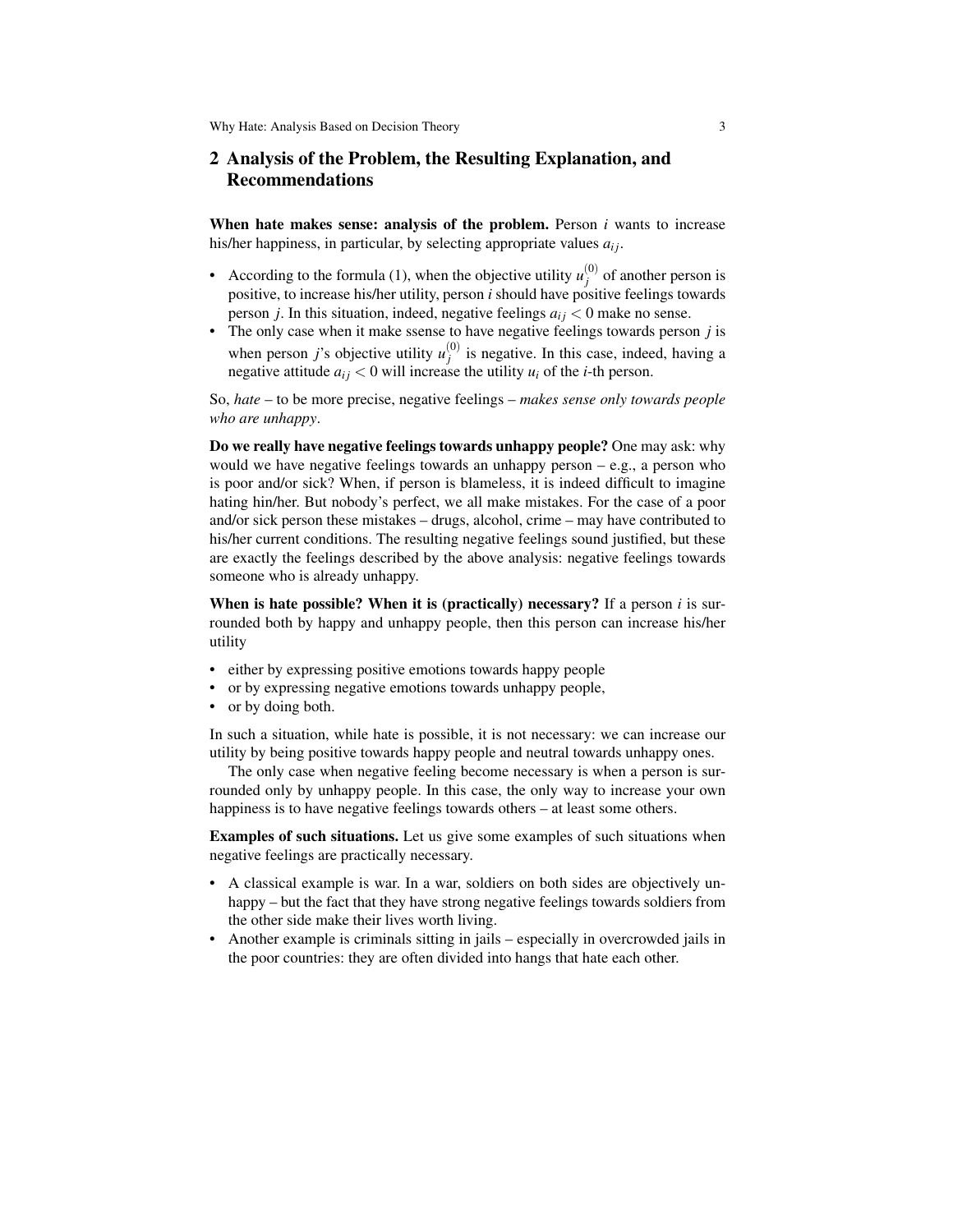## 2 Analysis of the Problem, the Resulting Explanation, and Recommendations

**When hate makes sense: analysis of the problem.** Person $i$ wants to increase his/her happiness, in particular, by selecting appropriate values $a_{ij}$.

- According to the formula (1), when the objective utility $u_j^{(0)}$ of another person is positive, to increase his/her utility, person $i$ should have positive feelings towards person $j$. In this situation, indeed, negative feelings $a_{ij} < 0$ make no sense.
- The only case when it make ssense to have negative feelings towards person $j$ is when person $j$'s objective utility $u_j^{(0)}$ is negative. In this case, indeed, having a negative attitude $a_{ij} < 0$ will increase the utility $u_i$ of the $i$-th person.

So, *hate* – to be more precise, negative feelings – *makes sense only towards people who are unhappy*.

**Do we really have negative feelings towards unhappy people?** One may ask: why would we have negative feelings towards an unhappy person – e.g., a person who is poor and/or sick? When, if person is blameless, it is indeed difficult to imagine hating hin/her. But nobody's perfect, we all make mistakes. For the case of a poor and/or sick person these mistakes – drugs, alcohol, crime – may have contributed to his/her current conditions. The resulting negative feelings sound justified, but these are exactly the feelings described by the above analysis: negative feelings towards someone who is already unhappy.

**When is hate possible? When it is (practically) necessary?** If a person $i$ is surrounded both by happy and unhappy people, then this person can increase his/her utility

- either by expressing positive emotions towards happy people
- or by expressing negative emotions towards unhappy people,
- or by doing both.

In such a situation, while hate is possible, it is not necessary: we can increase our utility by being positive towards happy people and neutral towards unhappy ones.

The only case when negative feeling become necessary is when a person is surrounded only by unhappy people. In this case, the only way to increase your own happiness is to have negative feelings towards others – at least some others.

**Examples of such situations.** Let us give some examples of such situations when negative feelings are practically necessary.

- A classical example is war. In a war, soldiers on both sides are objectively unhappy – but the fact that they have strong negative feelings towards soldiers from the other side make their lives worth living.
- Another example is criminals sitting in jails – especially in overcrowded jails in the poor countries: they are often divided into hangs that hate each other.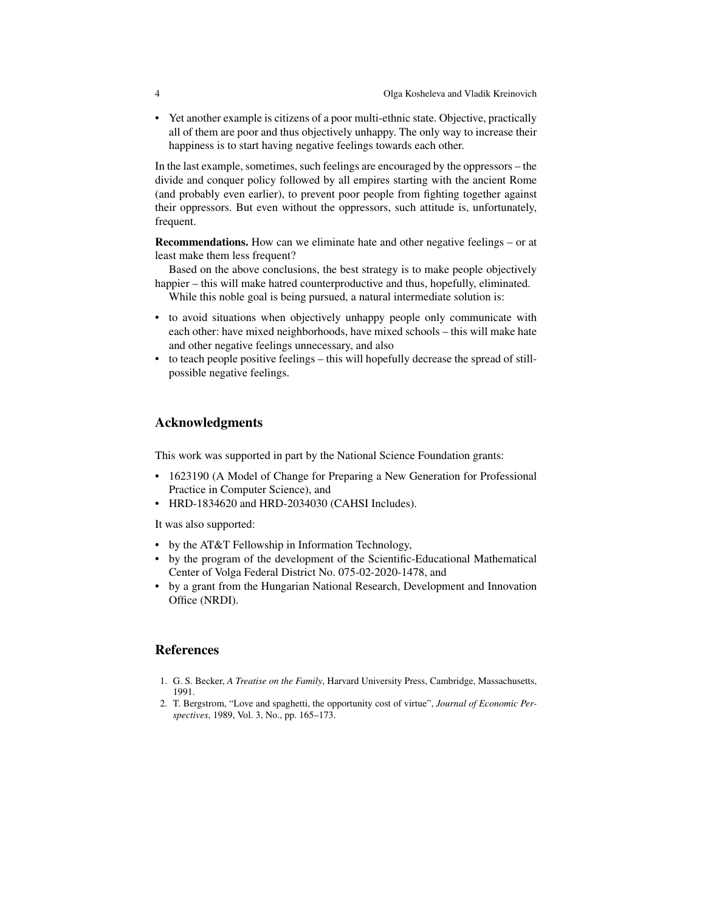- Yet another example is citizens of a poor multi-ethnic state. Objective, practically all of them are poor and thus objectively unhappy. The only way to increase their happiness is to start having negative feelings towards each other.

In the last example, sometimes, such feelings are encouraged by the oppressors – the divide and conquer policy followed by all empires starting with the ancient Rome (and probably even earlier), to prevent poor people from fighting together against their oppressors. But even without the oppressors, such attitude is, unfortunately, frequent.

**Recommendations.** How can we eliminate hate and other negative feelings – or at least make them less frequent?

Based on the above conclusions, the best strategy is to make people objectively happier – this will make hatred counterproductive and thus, hopefully, eliminated.

While this noble goal is being pursued, a natural intermediate solution is:

- to avoid situations when objectively unhappy people only communicate with each other: have mixed neighborhoods, have mixed schools – this will make hate and other negative feelings unnecessary, and also
- to teach people positive feelings – this will hopefully decrease the spread of still-possible negative feelings.

## Acknowledgments

This work was supported in part by the National Science Foundation grants:

- 1623190 (A Model of Change for Preparing a New Generation for Professional Practice in Computer Science), and
- HRD-1834620 and HRD-2034030 (CAHSI Includes).

It was also supported:

- by the AT&T Fellowship in Information Technology,
- by the program of the development of the Scientific-Educational Mathematical Center of Volga Federal District No. 075-02-2020-1478, and
- by a grant from the Hungarian National Research, Development and Innovation Office (NRDI).

## References

1. G. S. Becker, *A Treatise on the Family*, Harvard University Press, Cambridge, Massachusetts, 1991.
2. T. Bergstrom, "Love and spaghetti, the opportunity cost of virtue", *Journal of Economic Perspectives*, 1989, Vol. 3, No., pp. 165–173.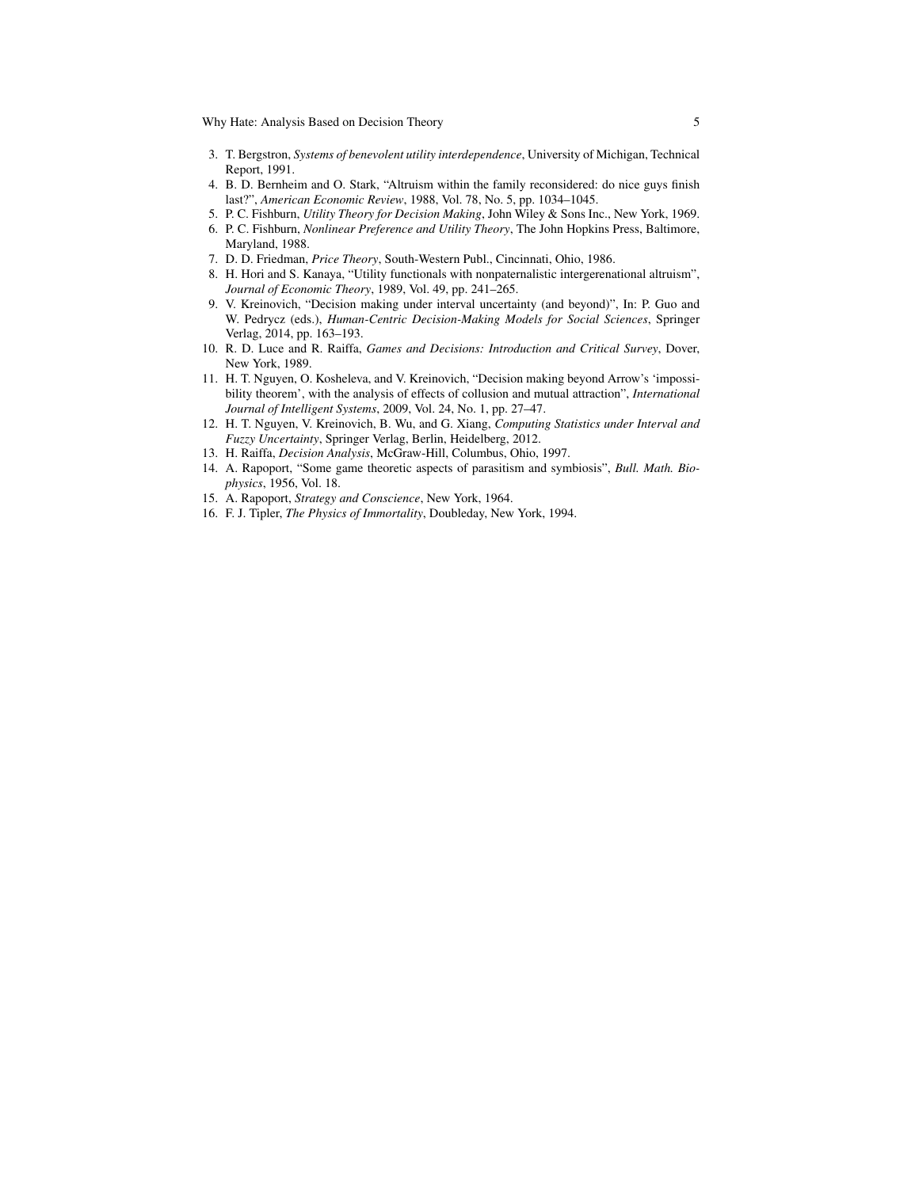3. T. Bergstron, *Systems of benevolent utility interdependence*, University of Michigan, Technical Report, 1991.
4. B. D. Bernheim and O. Stark, "Altruism within the family reconsidered: do nice guys finish last?", *American Economic Review*, 1988, Vol. 78, No. 5, pp. 1034–1045.
5. P. C. Fishburn, *Utility Theory for Decision Making*, John Wiley & Sons Inc., New York, 1969.
6. P. C. Fishburn, *Nonlinear Preference and Utility Theory*, The John Hopkins Press, Baltimore, Maryland, 1988.
7. D. D. Friedman, *Price Theory*, South-Western Publ., Cincinnati, Ohio, 1986.
8. H. Hori and S. Kanaya, "Utility functionals with nonpaternalistic intergerenational altruism", *Journal of Economic Theory*, 1989, Vol. 49, pp. 241–265.
9. V. Kreinovich, "Decision making under interval uncertainty (and beyond)", In: P. Guo and W. Pedrycz (eds.), *Human-Centric Decision-Making Models for Social Sciences*, Springer Verlag, 2014, pp. 163–193.
10. R. D. Luce and R. Raiffa, *Games and Decisions: Introduction and Critical Survey*, Dover, New York, 1989.
11. H. T. Nguyen, O. Kosheleva, and V. Kreinovich, "Decision making beyond Arrow's 'impossibility theorem', with the analysis of effects of collusion and mutual attraction", *International Journal of Intelligent Systems*, 2009, Vol. 24, No. 1, pp. 27–47.
12. H. T. Nguyen, V. Kreinovich, B. Wu, and G. Xiang, *Computing Statistics under Interval and Fuzzy Uncertainty*, Springer Verlag, Berlin, Heidelberg, 2012.
13. H. Raiffa, *Decision Analysis*, McGraw-Hill, Columbus, Ohio, 1997.
14. A. Rapoport, "Some game theoretic aspects of parasitism and symbiosis", *Bull. Math. Biophysics*, 1956, Vol. 18.
15. A. Rapoport, *Strategy and Conscience*, New York, 1964.
16. F. J. Tipler, *The Physics of Immortality*, Doubleday, New York, 1994.